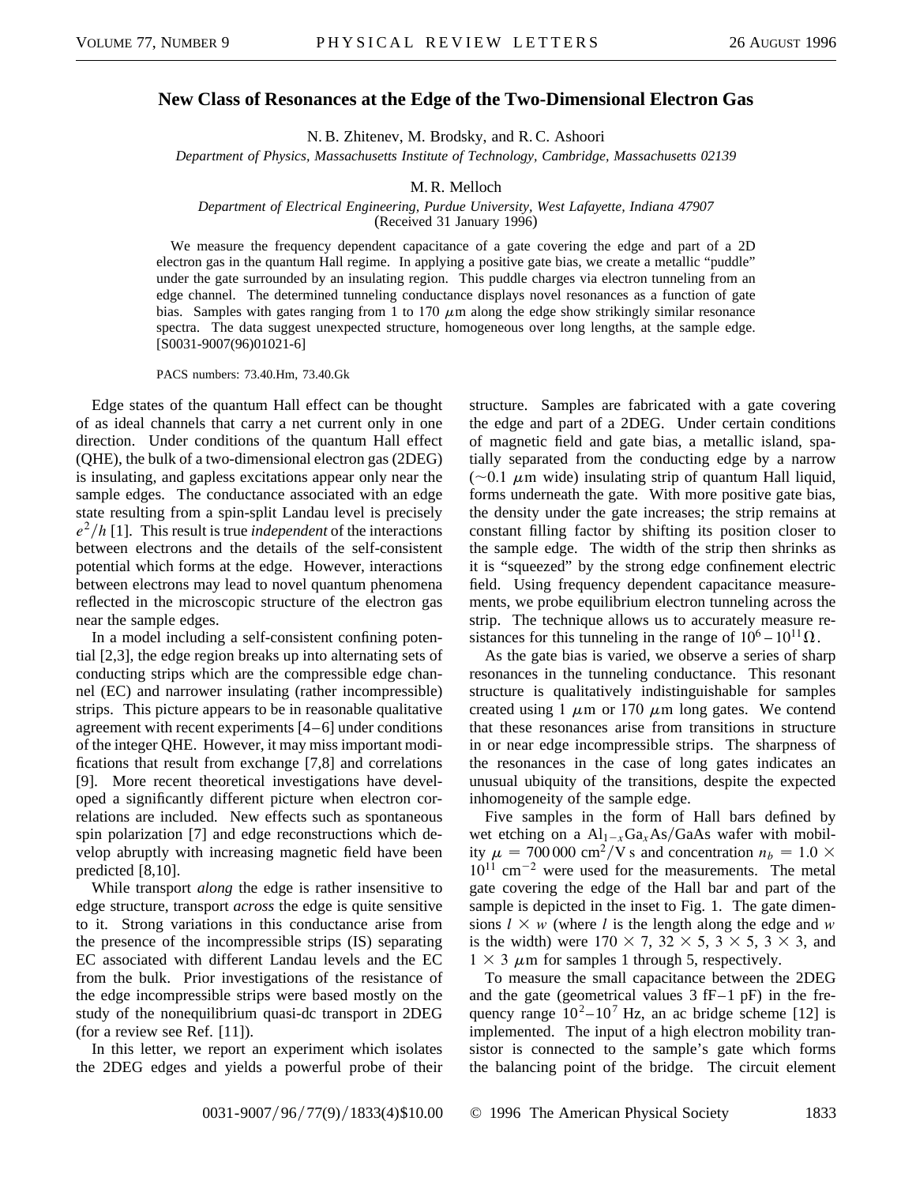# New Class of Resonances at the Edge of the Two-Dimensional Electron Gas

N. B. Zhitenev, M. Brodsky, and R. C. Ashoori

*Department of Physics, Massachusetts Institute of Technology, Cambridge, Massachusetts 02139*

M. R. Melloch

*Department of Electrical Engineering, Purdue University, West Lafayette, Indiana 47907*

(Received 31 January 1996)

We measure the frequency dependent capacitance of a gate covering the edge and part of a 2D electron gas in the quantum Hall regime. In applying a positive gate bias, we create a metallic "puddle" under the gate surrounded by an insulating region. This puddle charges via electron tunneling from an edge channel. The determined tunneling conductance displays novel resonances as a function of gate bias. Samples with gates ranging from 1 to 170 $\mu$m along the edge show strikingly similar resonance spectra. The data suggest unexpected structure, homogeneous over long lengths, at the sample edge. [S0031-9007(96)01021-6]

PACS numbers: 73.40.Hm, 73.40.Gk

Edge states of the quantum Hall effect can be thought of as ideal channels that carry a net current only in one direction. Under conditions of the quantum Hall effect (QHE), the bulk of a two-dimensional electron gas (2DEG) is insulating, and gapless excitations appear only near the sample edges. The conductance associated with an edge state resulting from a spin-split Landau level is precisely $e^2/h$ [1]. This result is true *independent* of the interactions between electrons and the details of the self-consistent potential which forms at the edge. However, interactions between electrons may lead to novel quantum phenomena reflected in the microscopic structure of the electron gas near the sample edges.

In a model including a self-consistent confining potential [2,3], the edge region breaks up into alternating sets of conducting strips which are the compressible edge channel (EC) and narrower insulating (rather incompressible) strips. This picture appears to be in reasonable qualitative agreement with recent experiments [4–6] under conditions of the integer QHE. However, it may miss important modifications that result from exchange [7,8] and correlations [9]. More recent theoretical investigations have developed a significantly different picture when electron correlations are included. New effects such as spontaneous spin polarization [7] and edge reconstructions which develop abruptly with increasing magnetic field have been predicted [8,10].

While transport *along* the edge is rather insensitive to edge structure, transport *across* the edge is quite sensitive to it. Strong variations in this conductance arise from the presence of the incompressible strips (IS) separating EC associated with different Landau levels and the EC from the bulk. Prior investigations of the resistance of the edge incompressible strips were based mostly on the study of the nonequilibrium quasi-dc transport in 2DEG (for a review see Ref. [11]).

In this letter, we report an experiment which isolates the 2DEG edges and yields a powerful probe of their structure. Samples are fabricated with a gate covering the edge and part of a 2DEG. Under certain conditions of magnetic field and gate bias, a metallic island, spatially separated from the conducting edge by a narrow ($\sim$0.1 $\mu$m wide) insulating strip of quantum Hall liquid, forms underneath the gate. With more positive gate bias, the density under the gate increases; the strip remains at constant filling factor by shifting its position closer to the sample edge. The width of the strip then shrinks as it is "squeezed" by the strong edge confinement electric field. Using frequency dependent capacitance measurements, we probe equilibrium electron tunneling across the strip. The technique allows us to accurately measure resistances for this tunneling in the range of $10^6$–$10^{11}\,\Omega$.

As the gate bias is varied, we observe a series of sharp resonances in the tunneling conductance. This resonant structure is qualitatively indistinguishable for samples created using 1 $\mu$m or 170 $\mu$m long gates. We contend that these resonances arise from transitions in structure in or near edge incompressible strips. The sharpness of the resonances in the case of long gates indicates an unusual ubiquity of the transitions, despite the expected inhomogeneity of the sample edge.

Five samples in the form of Hall bars defined by wet etching on a $Al_{1-x}Ga_xAs/GaAs$ wafer with mobility $\mu = 700\,000$ cm$^2$/V s and concentration $n_b = 1.0 \times 10^{11}$ cm$^{-2}$ were used for the measurements. The metal gate covering the edge of the Hall bar and part of the sample is depicted in the inset to Fig. 1. The gate dimensions $l \times w$ (where $l$ is the length along the edge and $w$ is the width) were $170 \times 7$, $32 \times 5$, $3 \times 5$, $3 \times 3$, and $1 \times 3$ $\mu$m for samples 1 through 5, respectively.

To measure the small capacitance between the 2DEG and the gate (geometrical values 3 fF–1 pF) in the frequency range $10^2$–$10^7$ Hz, an ac bridge scheme [12] is implemented. The input of a high electron mobility transistor is connected to the sample's gate which forms the balancing point of the bridge. The circuit element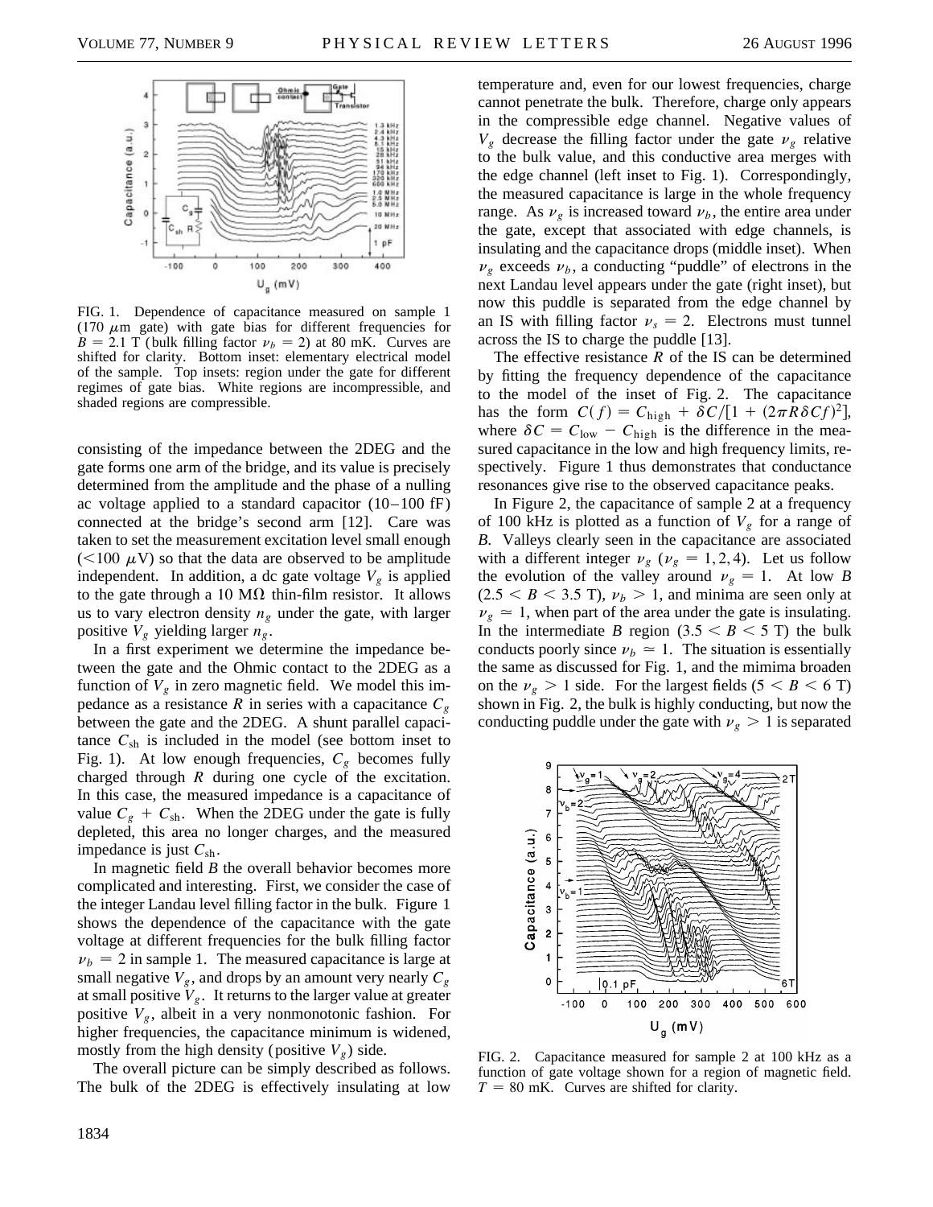FIG. 1. Dependence of capacitance measured on sample 1 (170 $\mu$m gate) with gate bias for different frequencies for $B = 2.1$ T (bulk filling factor $\nu_b = 2$) at 80 mK. Curves are shifted for clarity. Bottom inset: elementary electrical model of the sample. Top insets: region under the gate for different regimes of gate bias. White regions are incompressible, and shaded regions are compressible.

consisting of the impedance between the 2DEG and the gate forms one arm of the bridge, and its value is precisely determined from the amplitude and the phase of a nulling ac voltage applied to a standard capacitor (10–100 fF) connected at the bridge's second arm [12]. Care was taken to set the measurement excitation level small enough ($<100$ $\mu$V) so that the data are observed to be amplitude independent. In addition, a dc gate voltage $V_g$ is applied to the gate through a 10 M$\Omega$ thin-film resistor. It allows us to vary electron density $n_g$ under the gate, with larger positive $V_g$ yielding larger $n_g$.

In a first experiment we determine the impedance between the gate and the Ohmic contact to the 2DEG as a function of $V_g$ in zero magnetic field. We model this impedance as a resistance $R$ in series with a capacitance $C_g$ between the gate and the 2DEG. A shunt parallel capacitance $C_{\text{sh}}$ is included in the model (see bottom inset to Fig. 1). At low enough frequencies, $C_g$ becomes fully charged through $R$ during one cycle of the excitation. In this case, the measured impedance is a capacitance of value $C_g + C_{\text{sh}}$. When the 2DEG under the gate is fully depleted, this area no longer charges, and the measured impedance is just $C_{\text{sh}}$.

In magnetic field $B$ the overall behavior becomes more complicated and interesting. First, we consider the case of the integer Landau level filling factor in the bulk. Figure 1 shows the dependence of the capacitance with the gate voltage at different frequencies for the bulk filling factor $\nu_b = 2$ in sample 1. The measured capacitance is large at small negative $V_g$, and drops by an amount very nearly $C_g$ at small positive $V_g$. It returns to the larger value at greater positive $V_g$, albeit in a very nonmonotonic fashion. For higher frequencies, the capacitance minimum is widened, mostly from the high density (positive $V_g$) side.

The overall picture can be simply described as follows. The bulk of the 2DEG is effectively insulating at low temperature and, even for our lowest frequencies, charge cannot penetrate the bulk. Therefore, charge only appears in the compressible edge channel. Negative values of $V_g$ decrease the filling factor under the gate $\nu_g$ relative to the bulk value, and this conductive area merges with the edge channel (left inset to Fig. 1). Correspondingly, the measured capacitance is large in the whole frequency range. As $\nu_g$ is increased toward $\nu_b$, the entire area under the gate, except that associated with edge channels, is insulating and the capacitance drops (middle inset). When $\nu_g$ exceeds $\nu_b$, a conducting "puddle" of electrons in the next Landau level appears under the gate (right inset), but now this puddle is separated from the edge channel by an IS with filling factor $\nu_s = 2$. Electrons must tunnel across the IS to charge the puddle [13].

The effective resistance $R$ of the IS can be determined by fitting the frequency dependence of the capacitance to the model of the inset of Fig. 2. The capacitance has the form $C(f) = C_{\text{high}} + \delta C/[1 + (2\pi R\delta Cf)^2]$, where $\delta C = C_{\text{low}} - C_{\text{high}}$ is the difference in the measured capacitance in the low and high frequency limits, respectively. Figure 1 thus demonstrates that conductance resonances give rise to the observed capacitance peaks.

In Figure 2, the capacitance of sample 2 at a frequency of 100 kHz is plotted as a function of $V_g$ for a range of $B$. Valleys clearly seen in the capacitance are associated with a different integer $\nu_g$ ($\nu_g = 1, 2, 4$). Let us follow the evolution of the valley around $\nu_g = 1$. At low $B$ ($2.5 < B < 3.5$ T), $\nu_b > 1$, and minima are seen only at $\nu_g \simeq 1$, when part of the area under the gate is insulating. In the intermediate $B$ region ($3.5 < B < 5$ T) the bulk conducts poorly since $\nu_b \simeq 1$. The situation is essentially the same as discussed for Fig. 1, and the mimima broaden on the $\nu_g > 1$ side. For the largest fields ($5 < B < 6$ T) shown in Fig. 2, the bulk is highly conducting, but now the conducting puddle under the gate with $\nu_g > 1$ is separated

FIG. 2. Capacitance measured for sample 2 at 100 kHz as a function of gate voltage shown for a region of magnetic field. $T = 80$ mK. Curves are shifted for clarity.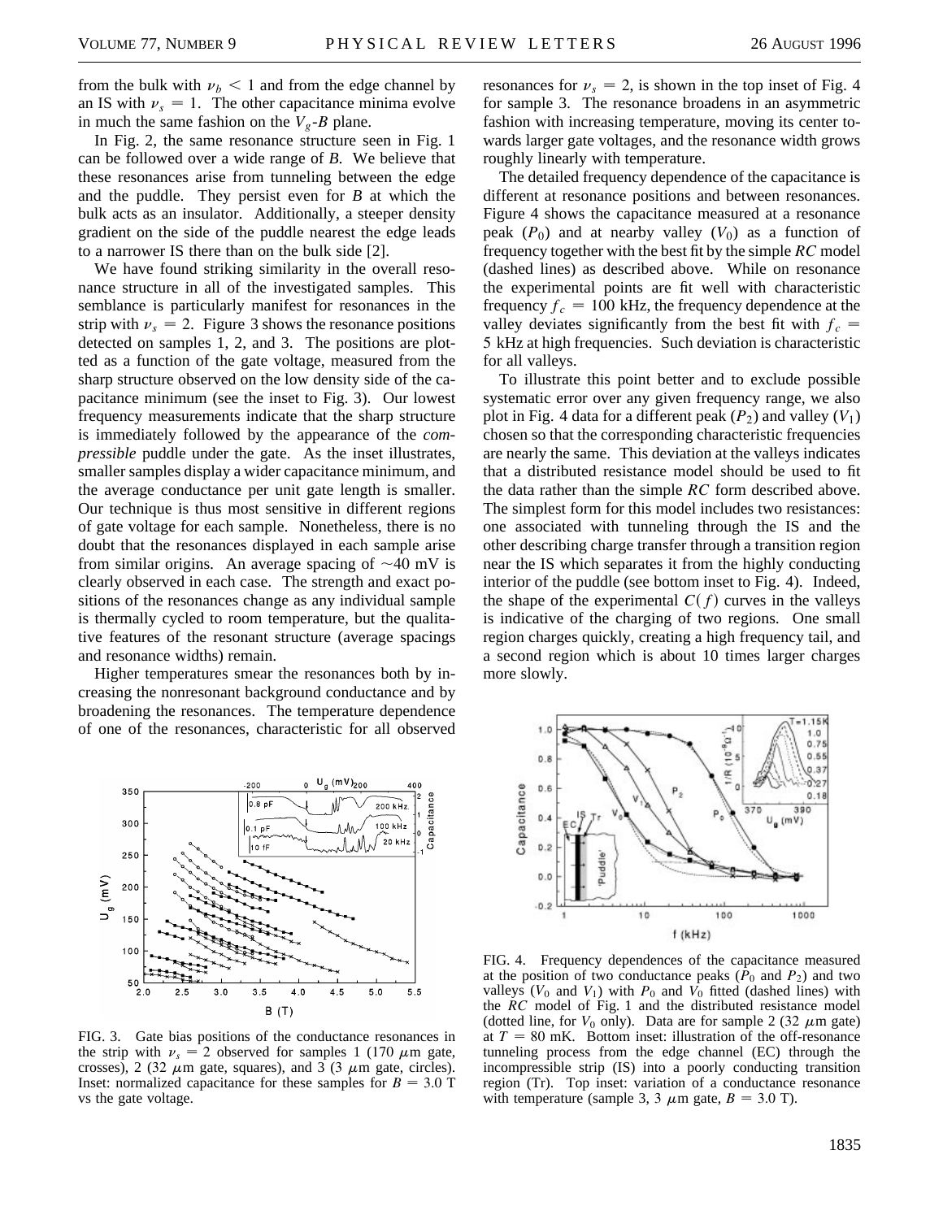from the bulk with $\nu_b < 1$ and from the edge channel by an IS with $\nu_s = 1$. The other capacitance minima evolve in much the same fashion on the $V_g$-$B$ plane.

In Fig. 2, the same resonance structure seen in Fig. 1 can be followed over a wide range of $B$. We believe that these resonances arise from tunneling between the edge and the puddle. They persist even for $B$ at which the bulk acts as an insulator. Additionally, a steeper density gradient on the side of the puddle nearest the edge leads to a narrower IS there than on the bulk side [2].

We have found striking similarity in the overall resonance structure in all of the investigated samples. This semblance is particularly manifest for resonances in the strip with $\nu_s = 2$. Figure 3 shows the resonance positions detected on samples 1, 2, and 3. The positions are plotted as a function of the gate voltage, measured from the sharp structure observed on the low density side of the capacitance minimum (see the inset to Fig. 3). Our lowest frequency measurements indicate that the sharp structure is immediately followed by the appearance of the *compressible* puddle under the gate. As the inset illustrates, smaller samples display a wider capacitance minimum, and the average conductance per unit gate length is smaller. Our technique is thus most sensitive in different regions of gate voltage for each sample. Nonetheless, there is no doubt that the resonances displayed in each sample arise from similar origins. An average spacing of ~40 mV is clearly observed in each case. The strength and exact positions of the resonances change as any individual sample is thermally cycled to room temperature, but the qualitative features of the resonant structure (average spacings and resonance widths) remain.

Higher temperatures smear the resonances both by increasing the nonresonant background conductance and by broadening the resonances. The temperature dependence of one of the resonances, characteristic for all observed resonances for $\nu_s = 2$, is shown in the top inset of Fig. 4 for sample 3. The resonance broadens in an asymmetric fashion with increasing temperature, moving its center towards larger gate voltages, and the resonance width grows roughly linearly with temperature.

The detailed frequency dependence of the capacitance is different at resonance positions and between resonances. Figure 4 shows the capacitance measured at a resonance peak ($P_0$) and at nearby valley ($V_0$) as a function of frequency together with the best fit by the simple $RC$ model (dashed lines) as described above. While on resonance the experimental points are fit well with characteristic frequency $f_c = 100$ kHz, the frequency dependence at the valley deviates significantly from the best fit with $f_c = 5$ kHz at high frequencies. Such deviation is characteristic for all valleys.

To illustrate this point better and to exclude possible systematic error over any given frequency range, we also plot in Fig. 4 data for a different peak ($P_2$) and valley ($V_1$) chosen so that the corresponding characteristic frequencies are nearly the same. This deviation at the valleys indicates that a distributed resistance model should be used to fit the data rather than the simple $RC$ form described above. The simplest form for this model includes two resistances: one associated with tunneling through the IS and the other describing charge transfer through a transition region near the IS which separates it from the highly conducting interior of the puddle (see bottom inset to Fig. 4). Indeed, the shape of the experimental $C(f)$ curves in the valleys is indicative of the charging of two regions. One small region charges quickly, creating a high frequency tail, and a second region which is about 10 times larger charges more slowly.

FIG. 3. Gate bias positions of the conductance resonances in the strip with $\nu_s = 2$ observed for samples 1 (170 $\mu$m gate, crosses), 2 (32 $\mu$m gate, squares), and 3 (3 $\mu$m gate, circles). Inset: normalized capacitance for these samples for $B = 3.0$ T vs the gate voltage.

FIG. 4. Frequency dependences of the capacitance measured at the position of two conductance peaks ($P_0$ and $P_2$) and two valleys ($V_0$ and $V_1$) with $P_0$ and $V_0$ fitted (dashed lines) with the $RC$ model of Fig. 1 and the distributed resistance model (dotted line, for $V_0$ only). Data are for sample 2 (32 $\mu$m gate) at $T = 80$ mK. Bottom inset: illustration of the off-resonance tunneling process from the edge channel (EC) through the incompressible strip (IS) into a poorly conducting transition region (Tr). Top inset: variation of a conductance resonance with temperature (sample 3, 3 $\mu$m gate, $B = 3.0$ T).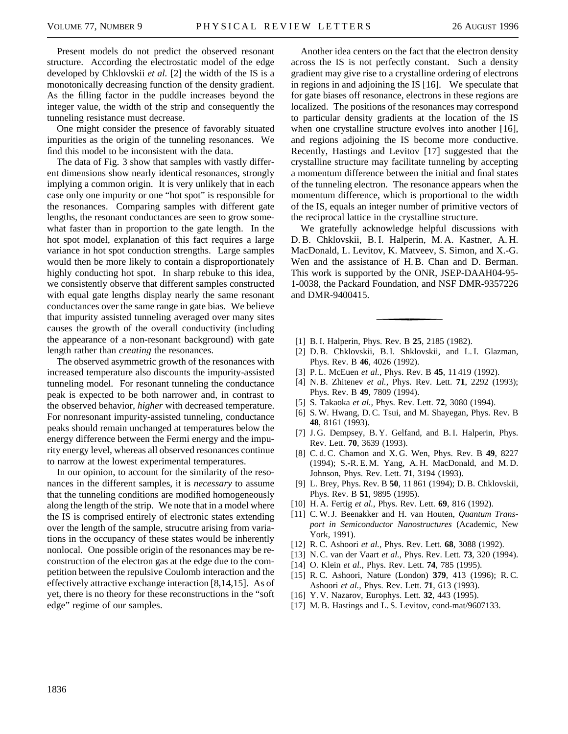Present models do not predict the observed resonant structure. According the electrostatic model of the edge developed by Chklovskii *et al.* [2] the width of the IS is a monotonically decreasing function of the density gradient. As the filling factor in the puddle increases beyond the integer value, the width of the strip and consequently the tunneling resistance must decrease.

One might consider the presence of favorably situated impurities as the origin of the tunneling resonances. We find this model to be inconsistent with the data.

The data of Fig. 3 show that samples with vastly different dimensions show nearly identical resonances, strongly implying a common origin. It is very unlikely that in each case only one impurity or one "hot spot" is responsible for the resonances. Comparing samples with different gate lengths, the resonant conductances are seen to grow somewhat faster than in proportion to the gate length. In the hot spot model, explanation of this fact requires a large variance in hot spot conduction strengths. Large samples would then be more likely to contain a disproportionately highly conducting hot spot. In sharp rebuke to this idea, we consistently observe that different samples constructed with equal gate lengths display nearly the same resonant conductances over the same range in gate bias. We believe that impurity assisted tunneling averaged over many sites causes the growth of the overall conductivity (including the appearance of a non-resonant background) with gate length rather than *creating* the resonances.

The observed asymmetric growth of the resonances with increased temperature also discounts the impurity-assisted tunneling model. For resonant tunneling the conductance peak is expected to be both narrower and, in contrast to the observed behavior, *higher* with decreased temperature. For nonresonant impurity-assisted tunneling, conductance peaks should remain unchanged at temperatures below the energy difference between the Fermi energy and the impurity energy level, whereas all observed resonances continue to narrow at the lowest experimental temperatures.

In our opinion, to account for the similarity of the resonances in the different samples, it is *necessary* to assume that the tunneling conditions are modified homogeneously along the length of the strip. We note that in a model where the IS is comprised entirely of electronic states extending over the length of the sample, strucutre arising from variations in the occupancy of these states would be inherently nonlocal. One possible origin of the resonances may be reconstruction of the electron gas at the edge due to the competition between the repulsive Coulomb interaction and the effectively attractive exchange interaction [8,14,15]. As of yet, there is no theory for these reconstructions in the "soft edge" regime of our samples.

Another idea centers on the fact that the electron density across the IS is not perfectly constant. Such a density gradient may give rise to a crystalline ordering of electrons in regions in and adjoining the IS [16]. We speculate that for gate biases off resonance, electrons in these regions are localized. The positions of the resonances may correspond to particular density gradients at the location of the IS when one crystalline structure evolves into another [16], and regions adjoining the IS become more conductive. Recently, Hastings and Levitov [17] suggested that the crystalline structure may facilitate tunneling by accepting a momentum difference between the initial and final states of the tunneling electron. The resonance appears when the momentum difference, which is proportional to the width of the IS, equals an integer number of primitive vectors of the reciprocal lattice in the crystalline structure.

We gratefully acknowledge helpful discussions with D. B. Chklovskii, B. I. Halperin, M. A. Kastner, A. H. MacDonald, L. Levitov, K. Matveev, S. Simon, and X.-G. Wen and the assistance of H. B. Chan and D. Berman. This work is supported by the ONR, JSEP-DAAH04-95-1-0038, the Packard Foundation, and NSF DMR-9357226 and DMR-9400415.

---

[1] B. I. Halperin, Phys. Rev. B **25**, 2185 (1982).

[2] D. B. Chklovskii, B. I. Shklovskii, and L. I. Glazman, Phys. Rev. B **46**, 4026 (1992).

[3] P. L. McEuen *et al.,* Phys. Rev. B **45**, 11 419 (1992).

[4] N. B. Zhitenev *et al.,* Phys. Rev. Lett. **71**, 2292 (1993); Phys. Rev. B **49**, 7809 (1994).

[5] S. Takaoka *et al.,* Phys. Rev. Lett. **72**, 3080 (1994).

[6] S. W. Hwang, D. C. Tsui, and M. Shayegan, Phys. Rev. B **48**, 8161 (1993).

[7] J. G. Dempsey, B. Y. Gelfand, and B. I. Halperin, Phys. Rev. Lett. **70**, 3639 (1993).

[8] C. d. C. Chamon and X. G. Wen, Phys. Rev. B **49**, 8227 (1994); S.-R. E. M. Yang, A. H. MacDonald, and M. D. Johnson, Phys. Rev. Lett. **71**, 3194 (1993).

[9] L. Brey, Phys. Rev. B **50**, 11 861 (1994); D. B. Chklovskii, Phys. Rev. B **51**, 9895 (1995).

[10] H. A. Fertig *et al.,* Phys. Rev. Lett. **69**, 816 (1992).

[11] C. W. J. Beenakker and H. van Houten, *Quantum Transport in Semiconductor Nanostructures* (Academic, New York, 1991).

[12] R. C. Ashoori *et al.,* Phys. Rev. Lett. **68**, 3088 (1992).

[13] N. C. van der Vaart *et al.,* Phys. Rev. Lett. **73**, 320 (1994).

[14] O. Klein *et al.,* Phys. Rev. Lett. **74**, 785 (1995).

[15] R. C. Ashoori, Nature (London) **379**, 413 (1996); R. C. Ashoori *et al.,* Phys. Rev. Lett. **71**, 613 (1993).

[16] Y. V. Nazarov, Europhys. Lett. **32**, 443 (1995).

[17] M. B. Hastings and L. S. Levitov, cond-mat/9607133.